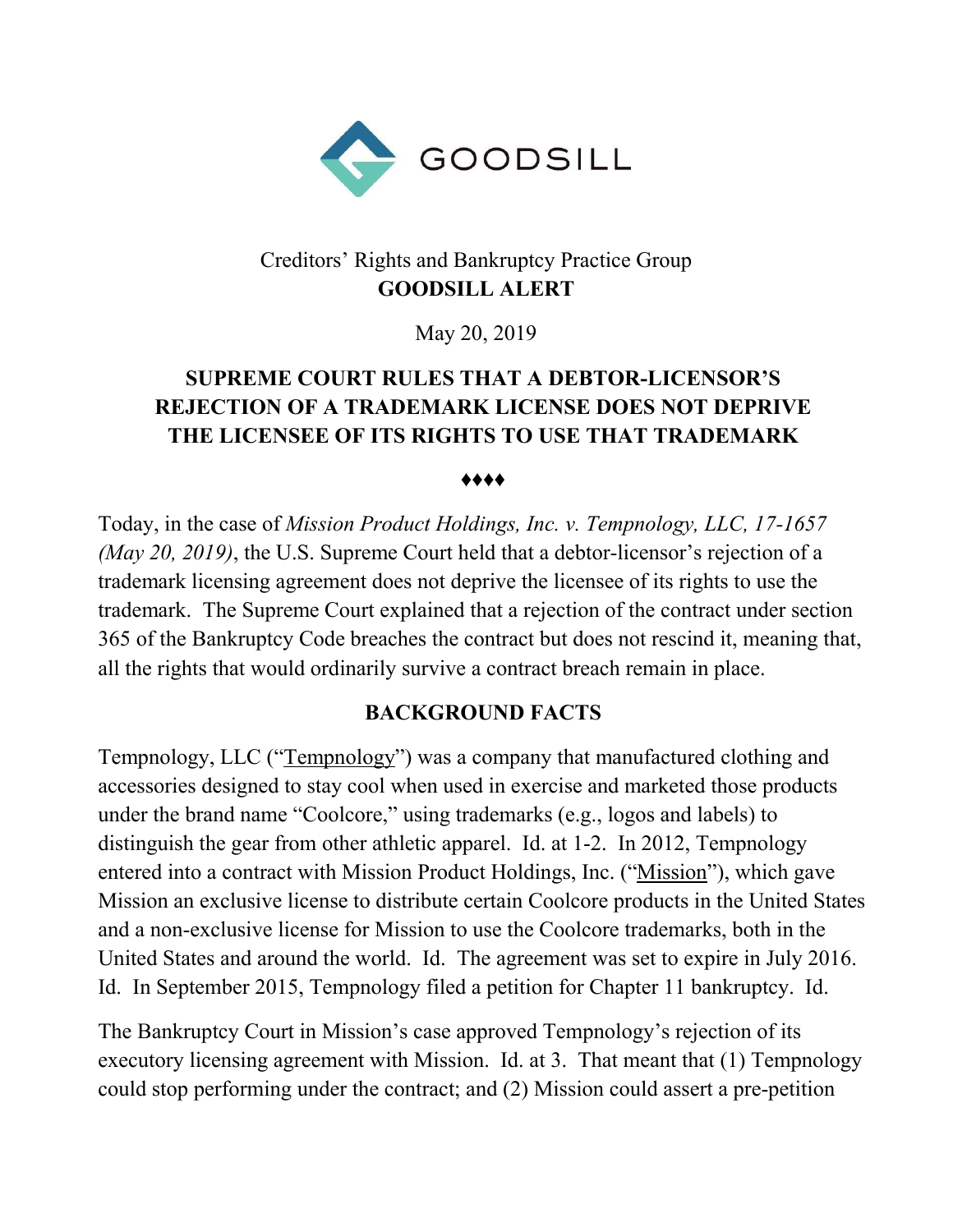GOODSILL

Creditors' Rights and Bankruptcy Practice Group
**GOODSILL ALERT**

May 20, 2019

# SUPREME COURT RULES THAT A DEBTOR-LICENSOR'S REJECTION OF A TRADEMARK LICENSE DOES NOT DEPRIVE THE LICENSEE OF ITS RIGHTS TO USE THAT TRADEMARK

♦♦♦♦

Today, in the case of *Mission Product Holdings, Inc. v. Tempnology, LLC, 17-1657 (May 20, 2019)*, the U.S. Supreme Court held that a debtor-licensor's rejection of a trademark licensing agreement does not deprive the licensee of its rights to use the trademark. The Supreme Court explained that a rejection of the contract under section 365 of the Bankruptcy Code breaches the contract but does not rescind it, meaning that, all the rights that would ordinarily survive a contract breach remain in place.

## BACKGROUND FACTS

Tempnology, LLC ("Tempnology") was a company that manufactured clothing and accessories designed to stay cool when used in exercise and marketed those products under the brand name "Coolcore," using trademarks (e.g., logos and labels) to distinguish the gear from other athletic apparel. Id. at 1-2. In 2012, Tempnology entered into a contract with Mission Product Holdings, Inc. ("Mission"), which gave Mission an exclusive license to distribute certain Coolcore products in the United States and a non-exclusive license for Mission to use the Coolcore trademarks, both in the United States and around the world. Id. The agreement was set to expire in July 2016. Id. In September 2015, Tempnology filed a petition for Chapter 11 bankruptcy. Id.

The Bankruptcy Court in Mission's case approved Tempnology's rejection of its executory licensing agreement with Mission. Id. at 3. That meant that (1) Tempnology could stop performing under the contract; and (2) Mission could assert a pre-petition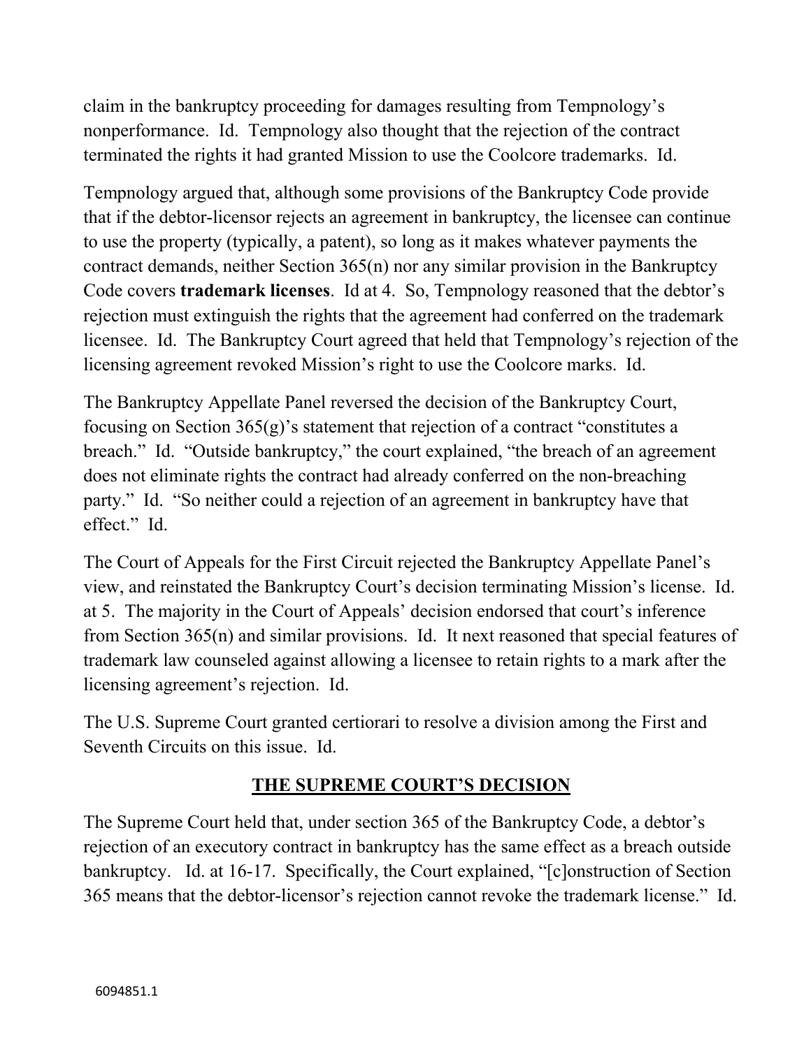claim in the bankruptcy proceeding for damages resulting from Tempnology's nonperformance. Id. Tempnology also thought that the rejection of the contract terminated the rights it had granted Mission to use the Coolcore trademarks. Id.

Tempnology argued that, although some provisions of the Bankruptcy Code provide that if the debtor-licensor rejects an agreement in bankruptcy, the licensee can continue to use the property (typically, a patent), so long as it makes whatever payments the contract demands, neither Section 365(n) nor any similar provision in the Bankruptcy Code covers **trademark licenses**. Id at 4. So, Tempnology reasoned that the debtor's rejection must extinguish the rights that the agreement had conferred on the trademark licensee. Id. The Bankruptcy Court agreed that held that Tempnology's rejection of the licensing agreement revoked Mission's right to use the Coolcore marks. Id.

The Bankruptcy Appellate Panel reversed the decision of the Bankruptcy Court, focusing on Section 365(g)'s statement that rejection of a contract "constitutes a breach." Id. "Outside bankruptcy," the court explained, "the breach of an agreement does not eliminate rights the contract had already conferred on the non-breaching party." Id. "So neither could a rejection of an agreement in bankruptcy have that effect." Id.

The Court of Appeals for the First Circuit rejected the Bankruptcy Appellate Panel's view, and reinstated the Bankruptcy Court's decision terminating Mission's license. Id. at 5. The majority in the Court of Appeals' decision endorsed that court's inference from Section 365(n) and similar provisions. Id. It next reasoned that special features of trademark law counseled against allowing a licensee to retain rights to a mark after the licensing agreement's rejection. Id.

The U.S. Supreme Court granted certiorari to resolve a division among the First and Seventh Circuits on this issue. Id.

## THE SUPREME COURT'S DECISION

The Supreme Court held that, under section 365 of the Bankruptcy Code, a debtor's rejection of an executory contract in bankruptcy has the same effect as a breach outside bankruptcy. Id. at 16-17. Specifically, the Court explained, "[c]onstruction of Section 365 means that the debtor-licensor's rejection cannot revoke the trademark license." Id.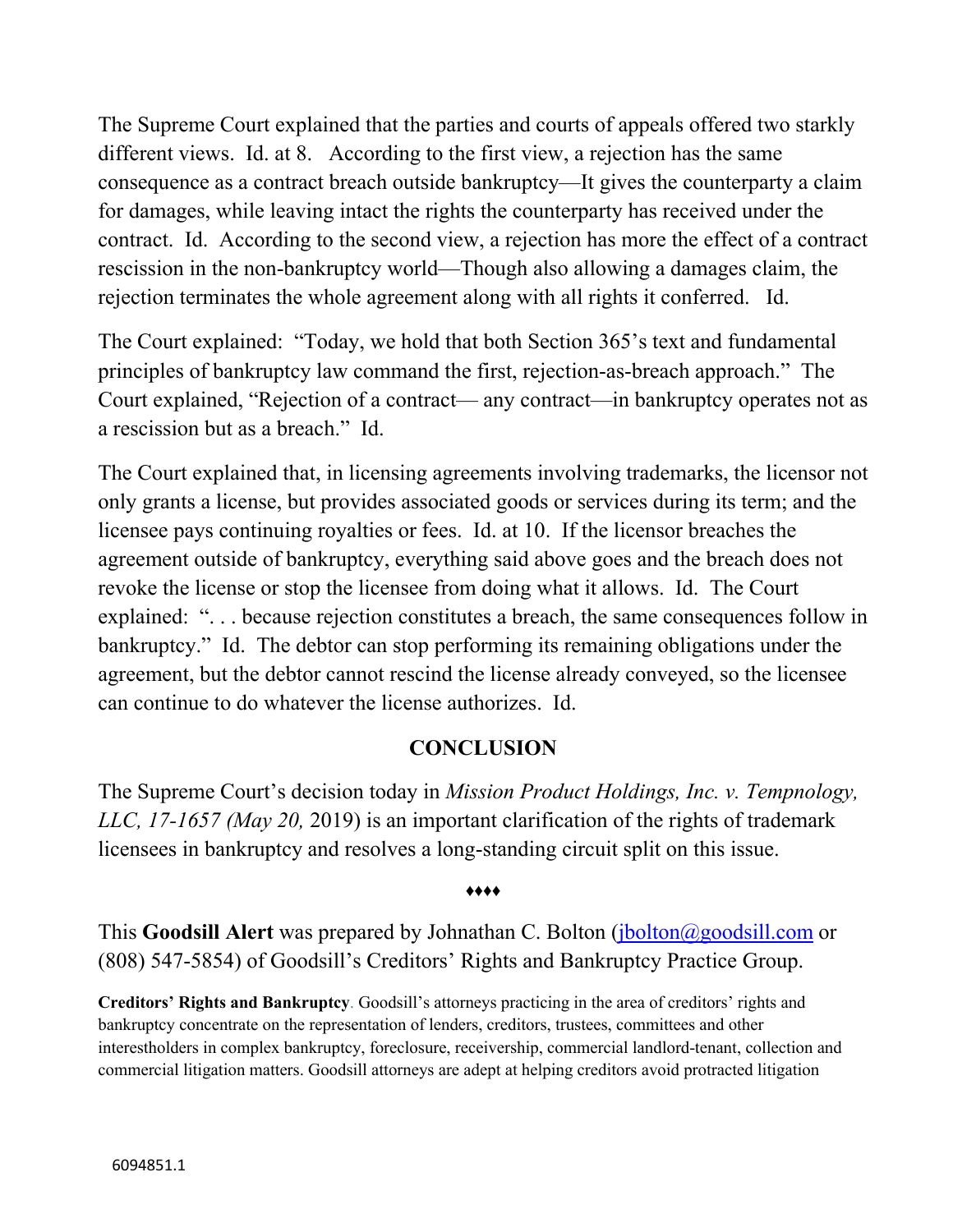The Supreme Court explained that the parties and courts of appeals offered two starkly different views. Id. at 8. According to the first view, a rejection has the same consequence as a contract breach outside bankruptcy—It gives the counterparty a claim for damages, while leaving intact the rights the counterparty has received under the contract. Id. According to the second view, a rejection has more the effect of a contract rescission in the non-bankruptcy world—Though also allowing a damages claim, the rejection terminates the whole agreement along with all rights it conferred. Id.

The Court explained: "Today, we hold that both Section 365's text and fundamental principles of bankruptcy law command the first, rejection-as-breach approach." The Court explained, "Rejection of a contract— any contract—in bankruptcy operates not as a rescission but as a breach." Id.

The Court explained that, in licensing agreements involving trademarks, the licensor not only grants a license, but provides associated goods or services during its term; and the licensee pays continuing royalties or fees. Id. at 10. If the licensor breaches the agreement outside of bankruptcy, everything said above goes and the breach does not revoke the license or stop the licensee from doing what it allows. Id. The Court explained: ". . . because rejection constitutes a breach, the same consequences follow in bankruptcy." Id. The debtor can stop performing its remaining obligations under the agreement, but the debtor cannot rescind the license already conveyed, so the licensee can continue to do whatever the license authorizes. Id.

## CONCLUSION

The Supreme Court's decision today in *Mission Product Holdings, Inc. v. Tempnology, LLC, 17-1657 (May 20,* 2019) is an important clarification of the rights of trademark licensees in bankruptcy and resolves a long-standing circuit split on this issue.

♦♦♦♦

This **Goodsill Alert** was prepared by Johnathan C. Bolton (jbolton@goodsill.com or (808) 547-5854) of Goodsill's Creditors' Rights and Bankruptcy Practice Group.

**Creditors' Rights and Bankruptcy**. Goodsill's attorneys practicing in the area of creditors' rights and bankruptcy concentrate on the representation of lenders, creditors, trustees, committees and other interestholders in complex bankruptcy, foreclosure, receivership, commercial landlord-tenant, collection and commercial litigation matters. Goodsill attorneys are adept at helping creditors avoid protracted litigation

6094851.1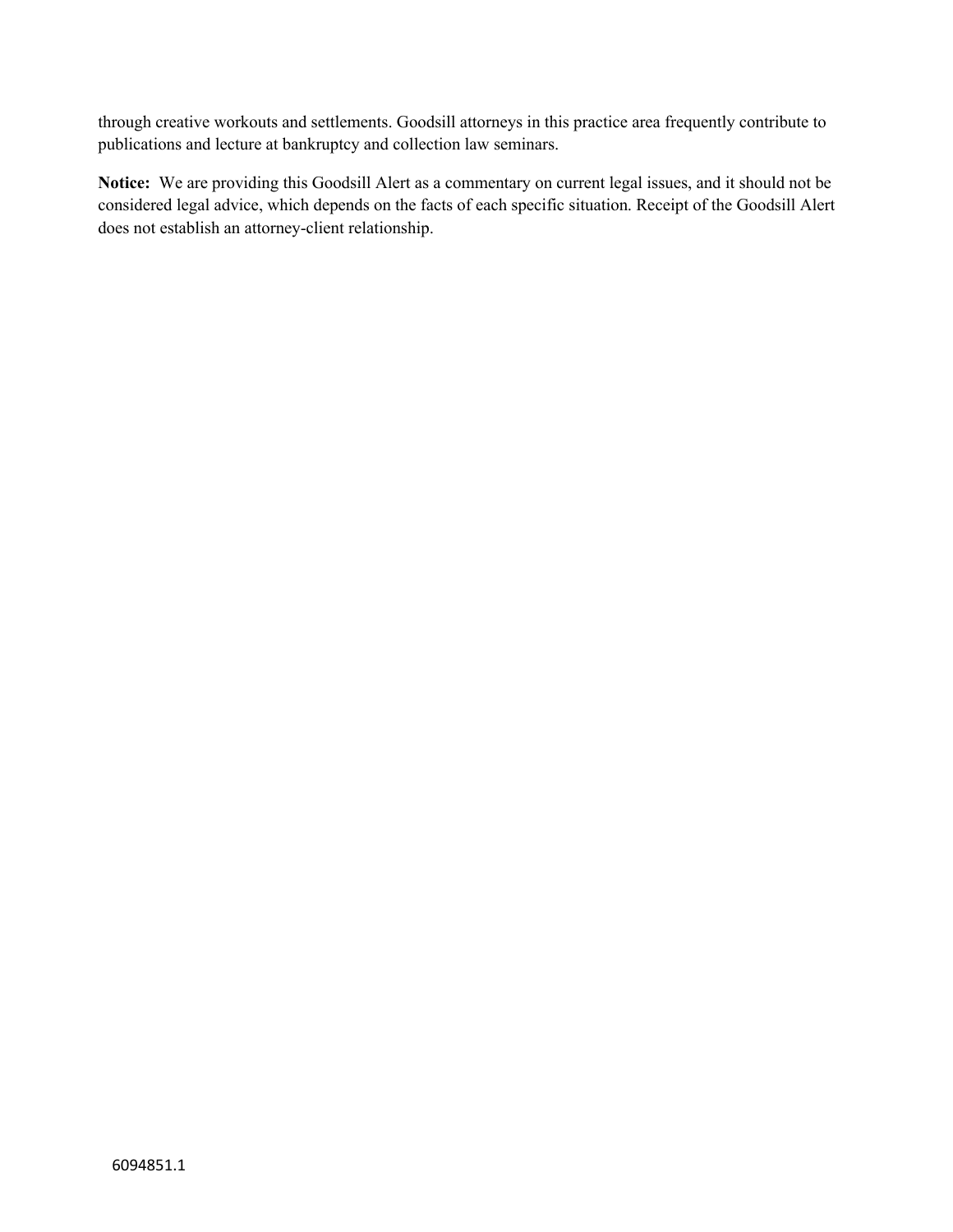through creative workouts and settlements. Goodsill attorneys in this practice area frequently contribute to publications and lecture at bankruptcy and collection law seminars.

**Notice:** We are providing this Goodsill Alert as a commentary on current legal issues, and it should not be considered legal advice, which depends on the facts of each specific situation. Receipt of the Goodsill Alert does not establish an attorney-client relationship.

6094851.1